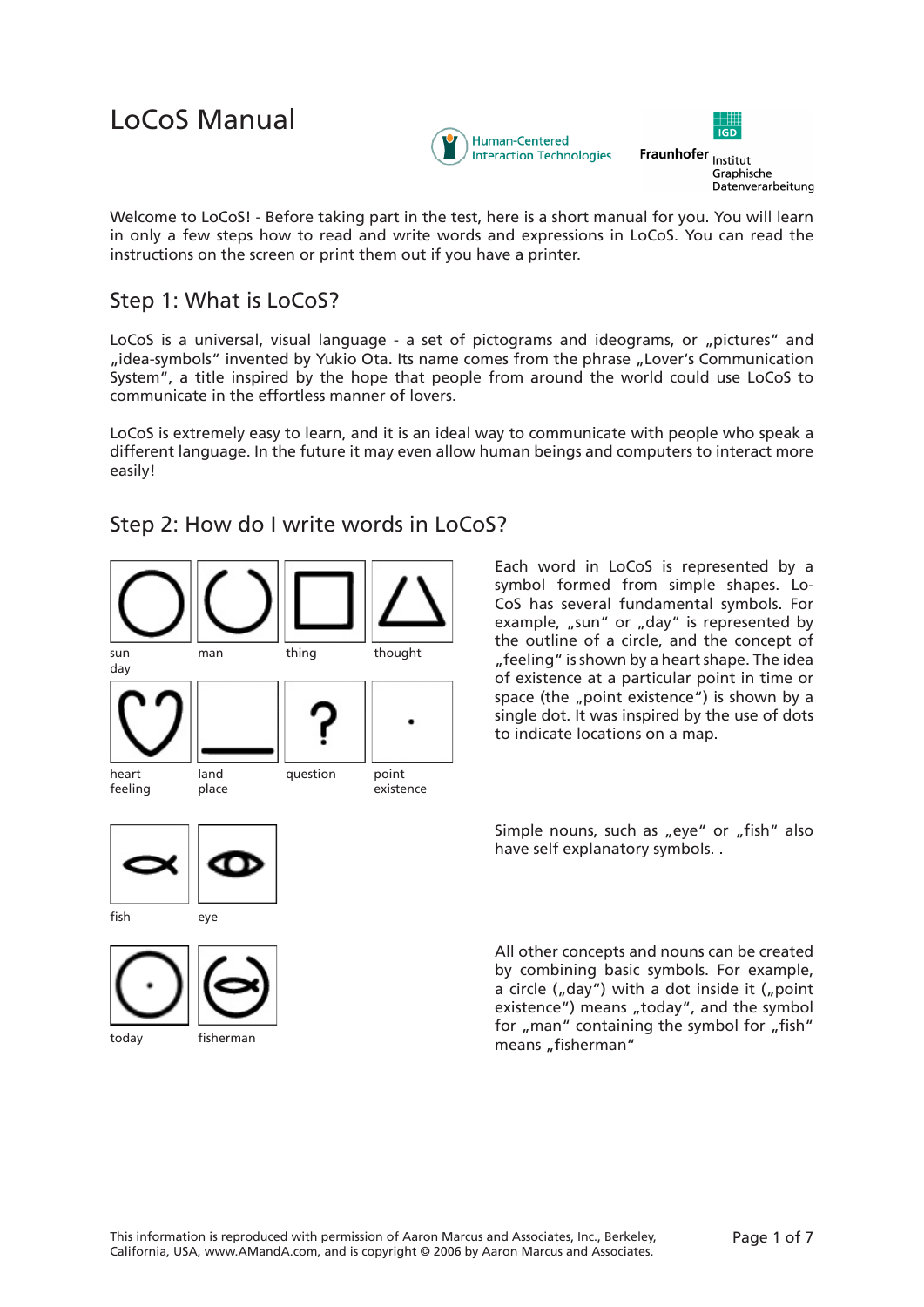# LoCoS Manual

Human-Centered Interaction Technologies

Fraunhofer Institut Graphische Datenverarbeitung

Welcome to LoCoS! - Before taking part in the test, here is a short manual for you. You will learn in only a few steps how to read and write words and expressions in LoCoS. You can read the instructions on the screen or print them out if you have a printer.

## Step 1: What is LoCoS?

LoCoS is a universal, visual language - a set of pictograms and ideograms, or „pictures" and „idea-symbols" invented by Yukio Ota. Its name comes from the phrase „Lover's Communication System", a title inspired by the hope that people from around the world could use LoCoS to communicate in the effortless manner of lovers.

LoCoS is extremely easy to learn, and it is an ideal way to communicate with people who speak a different language. In the future it may even allow human beings and computers to interact more easily!

## Step 2: How do I write words in LoCoS?

sun  
day

man

thing

thought

heart  
feeling

land  
place

question

point  
existence

Each word in LoCoS is represented by a symbol formed from simple shapes. LoCoS has several fundamental symbols. For example, „sun" or „day" is represented by the outline of a circle, and the concept of „feeling" is shown by a heart shape. The idea of existence at a particular point in time or space (the „point existence") is shown by a single dot. It was inspired by the use of dots to indicate locations on a map.

fish

eye

Simple nouns, such as „eye" or „fish" also have self explanatory symbols. .

today

fisherman

All other concepts and nouns can be created by combining basic symbols. For example, a circle („day") with a dot inside it („point existence") means „today", and the symbol for „man" containing the symbol for „fish" means „fisherman"

This information is reproduced with permission of Aaron Marcus and Associates, Inc., Berkeley, California, USA, www.AMandA.com, and is copyright © 2006 by Aaron Marcus and Associates.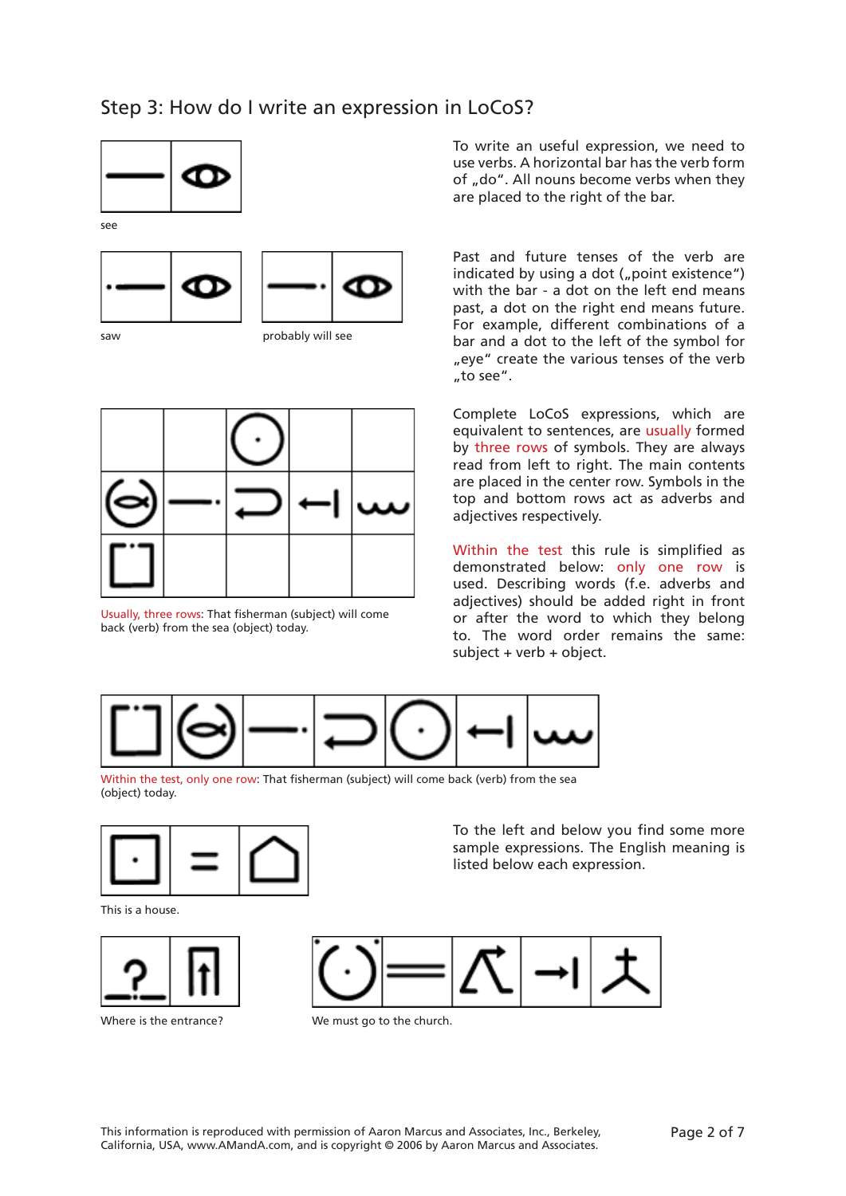## Step 3: How do I write an expression in LoCoS?

To write an useful expression, we need to use verbs. A horizontal bar has the verb form of „do“. All nouns become verbs when they are placed to the right of the bar.

see

Past and future tenses of the verb are indicated by using a dot („point existence“) with the bar - a dot on the left end means past, a dot on the right end means future. For example, different combinations of a bar and a dot to the left of the symbol for „eye“ create the various tenses of the verb „to see“.

saw

probably will see

Complete LoCoS expressions, which are equivalent to sentences, are usually formed by three rows of symbols. They are always read from left to right. The main contents are placed in the center row. Symbols in the top and bottom rows act as adverbs and adjectives respectively.

Usually, three rows: That fisherman (subject) will come back (verb) from the sea (object) today.

Within the test this rule is simplified as demonstrated below: only one row is used. Describing words (f.e. adverbs and adjectives) should be added right in front or after the word to which they belong to. The word order remains the same: subject + verb + object.

Within the test, only one row: That fisherman (subject) will come back (verb) from the sea (object) today.

To the left and below you find some more sample expressions. The English meaning is listed below each expression.

This is a house.

Where is the entrance?

We must go to the church.

This information is reproduced with permission of Aaron Marcus and Associates, Inc., Berkeley, California, USA, www.AMandA.com, and is copyright © 2006 by Aaron Marcus and Associates.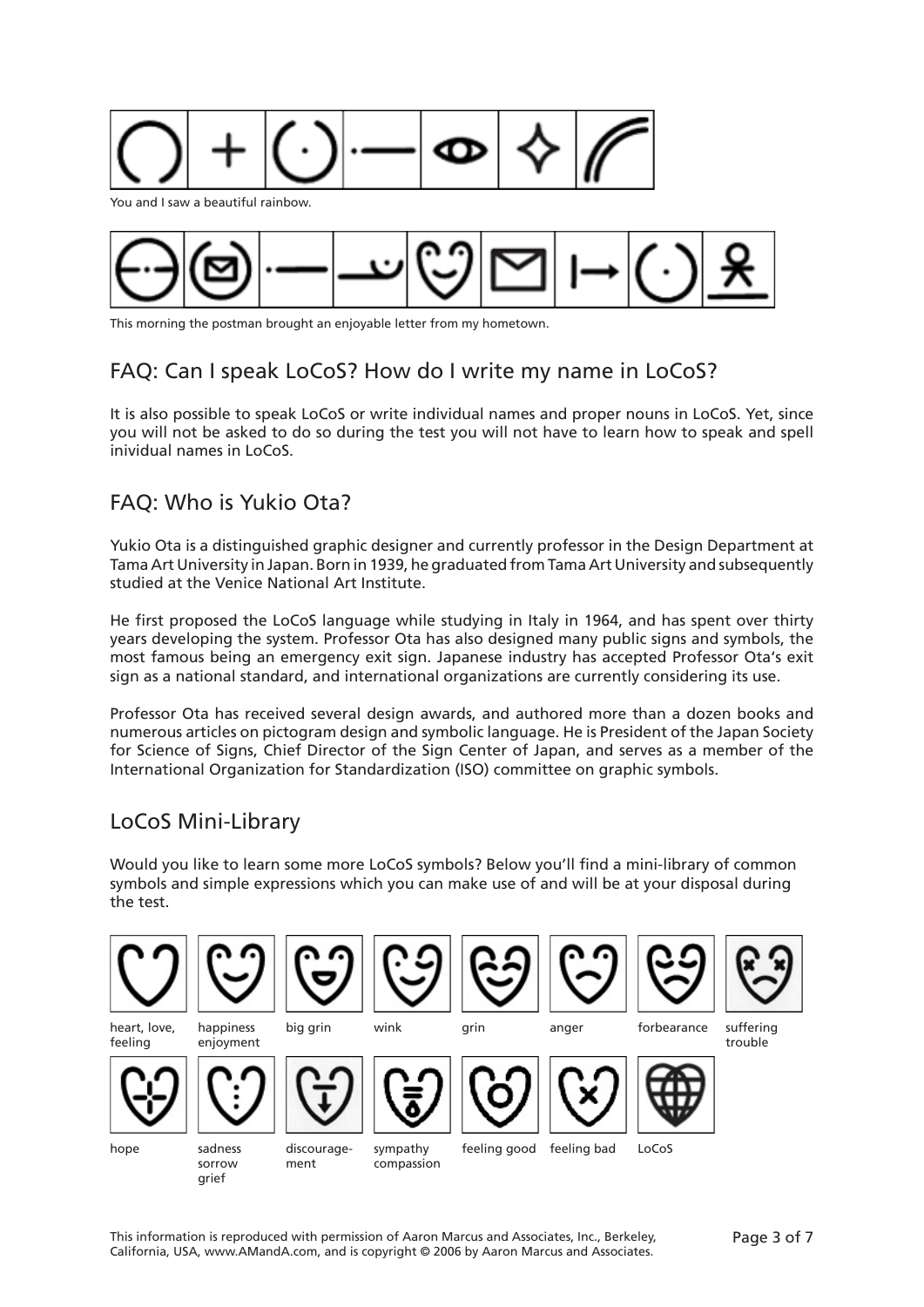You and I saw a beautiful rainbow.

This morning the postman brought an enjoyable letter from my hometown.

## FAQ: Can I speak LoCoS? How do I write my name in LoCoS?

It is also possible to speak LoCoS or write individual names and proper nouns in LoCoS. Yet, since you will not be asked to do so during the test you will not have to learn how to speak and spell inividual names in LoCoS.

## FAQ: Who is Yukio Ota?

Yukio Ota is a distinguished graphic designer and currently professor in the Design Department at Tama Art University in Japan. Born in 1939, he graduated from Tama Art University and subsequently studied at the Venice National Art Institute.

He first proposed the LoCoS language while studying in Italy in 1964, and has spent over thirty years developing the system. Professor Ota has also designed many public signs and symbols, the most famous being an emergency exit sign. Japanese industry has accepted Professor Ota's exit sign as a national standard, and international organizations are currently considering its use.

Professor Ota has received several design awards, and authored more than a dozen books and numerous articles on pictogram design and symbolic language. He is President of the Japan Society for Science of Signs, Chief Director of the Sign Center of Japan, and serves as a member of the International Organization for Standardization (ISO) committee on graphic symbols.

## LoCoS Mini-Library

Would you like to learn some more LoCoS symbols? Below you'll find a mini-library of common symbols and simple expressions which you can make use of and will be at your disposal during the test.

heart, love, feeling

happiness enjoyment

big grin

wink

grin

anger

forbearance

suffering trouble

hope

sadness sorrow grief

discouragement

sympathy compassion

feeling good

feeling bad

LoCoS

This information is reproduced with permission of Aaron Marcus and Associates, Inc., Berkeley, California, USA, www.AMandA.com, and is copyright © 2006 by Aaron Marcus and Associates.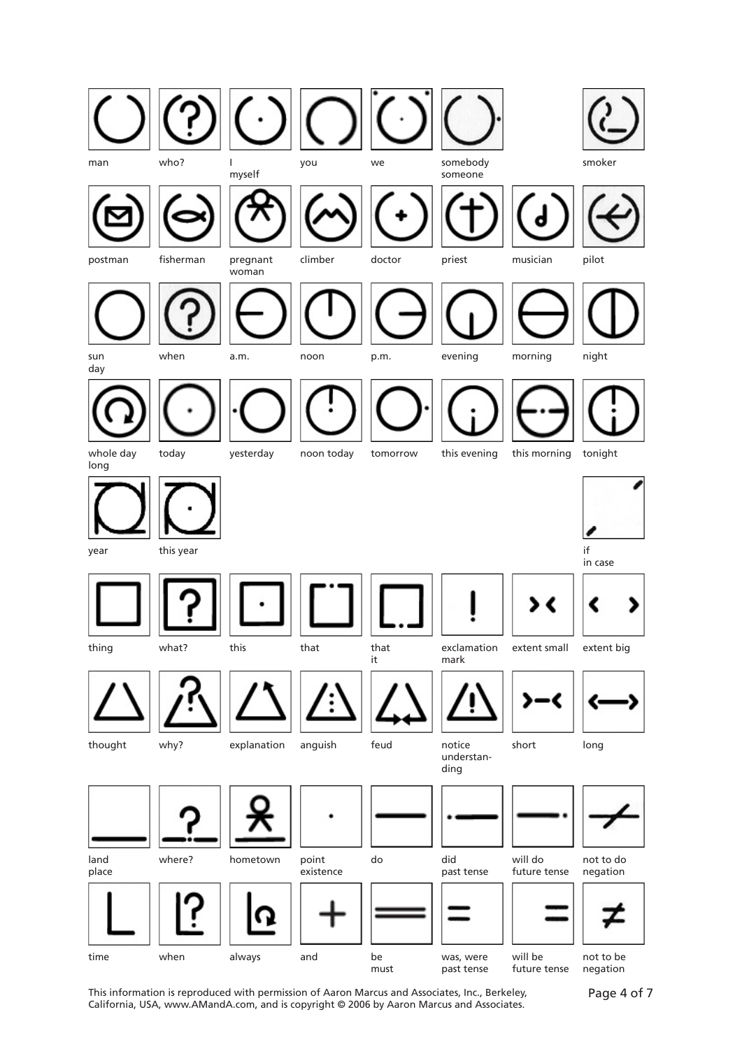| | | | | | | | |
|---|---|---|---|---|---|---|---|
| man | who? | I myself | you | we | somebody someone | | smoker |
| postman | fisherman | pregnant woman | climber | doctor | priest | musician | pilot |
| sun day | when | a.m. | noon | p.m. | evening | morning | night |
| whole day long | today | yesterday | noon today | tomorrow | this evening | this morning | tonight |
| year | this year | | | | | | if in case |
| thing | what? | this | that | that it | exclamation mark | extent small | extent big |
| thought | why? | explanation | anguish | feud | notice understanding | short | long |
| land place | where? | hometown | point existence | do | did past tense | will do future tense | not to do negation |
| time | when | always | and | be must | was, were past tense | will be future tense | not to be negation |

This information is reproduced with permission of Aaron Marcus and Associates, Inc., Berkeley, California, USA, www.AMandA.com, and is copyright © 2006 by Aaron Marcus and Associates.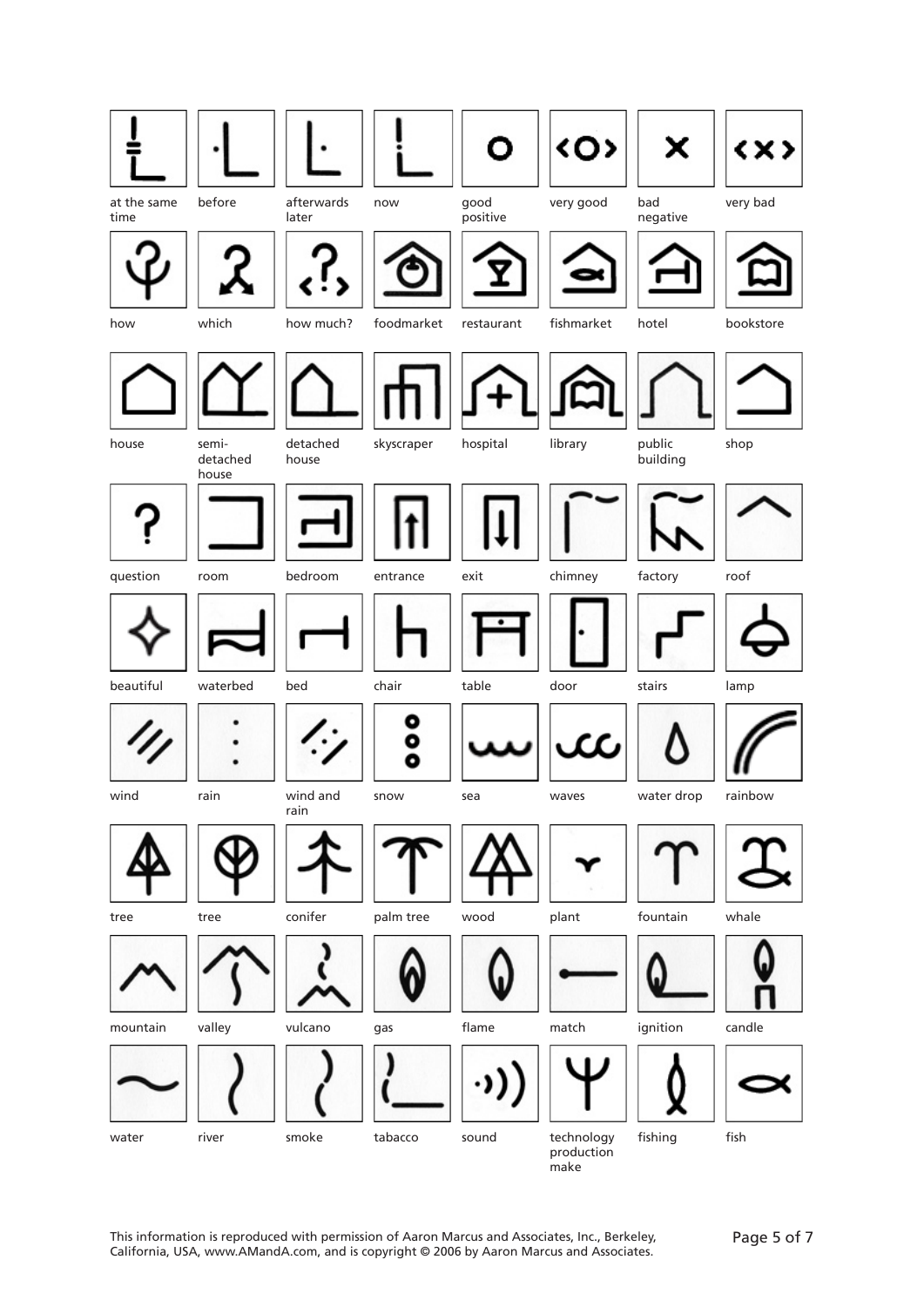| | | | | | | | |
|---|---|---|---|---|---|---|---|
| at the same time | before | afterwards later | now | good positive | very good | bad negative | very bad |
| how | which | how much? | foodmarket | restaurant | fishmarket | hotel | bookstore |
| house | semi-detached house | detached house | skyscraper | hospital | library | public building | shop |
| question | room | bedroom | entrance | exit | chimney | factory | roof |
| beautiful | waterbed | bed | chair | table | door | stairs | lamp |
| wind | rain | wind and rain | snow | sea | waves | water drop | rainbow |
| tree | tree | conifer | palm tree | wood | plant | fountain | whale |
| mountain | valley | vulcano | gas | flame | match | ignition | candle |
| water | river | smoke | tabacco | sound | technology production make | fishing | fish |

This information is reproduced with permission of Aaron Marcus and Associates, Inc., Berkeley, California, USA, www.AMandA.com, and is copyright © 2006 by Aaron Marcus and Associates.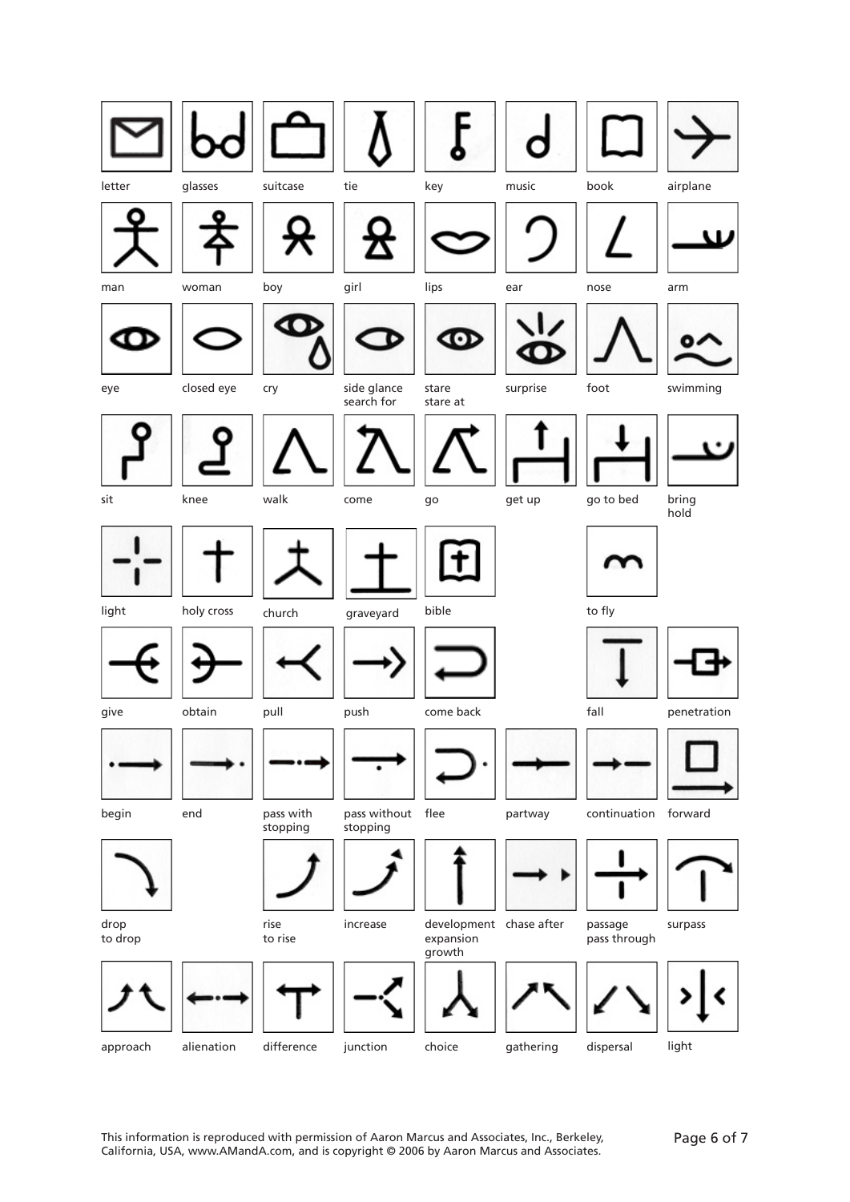| | | | | | | | |
|---|---|---|---|---|---|---|---|
| letter | glasses | suitcase | tie | key | music | book | airplane |
| man | woman | boy | girl | lips | ear | nose | arm |
| eye | closed eye | cry | side glance<br>search for | stare<br>stare at | surprise | foot | swimming |
| sit | knee | walk | come | go | get up | go to bed | bring<br>hold |
| light | holy cross | church | graveyard | bible | | to fly | |
| give | obtain | pull | push | come back | | fall | penetration |
| begin | end | pass with stopping | pass without stopping | flee | partway | continuation | forward |
| drop<br>to drop | | rise<br>to rise | increase | development<br>expansion<br>growth | chase after | passage<br>pass through | surpass |
| approach | alienation | difference | junction | choice | gathering | dispersal | light |

This information is reproduced with permission of Aaron Marcus and Associates, Inc., Berkeley, California, USA, www.AMandA.com, and is copyright © 2006 by Aaron Marcus and Associates.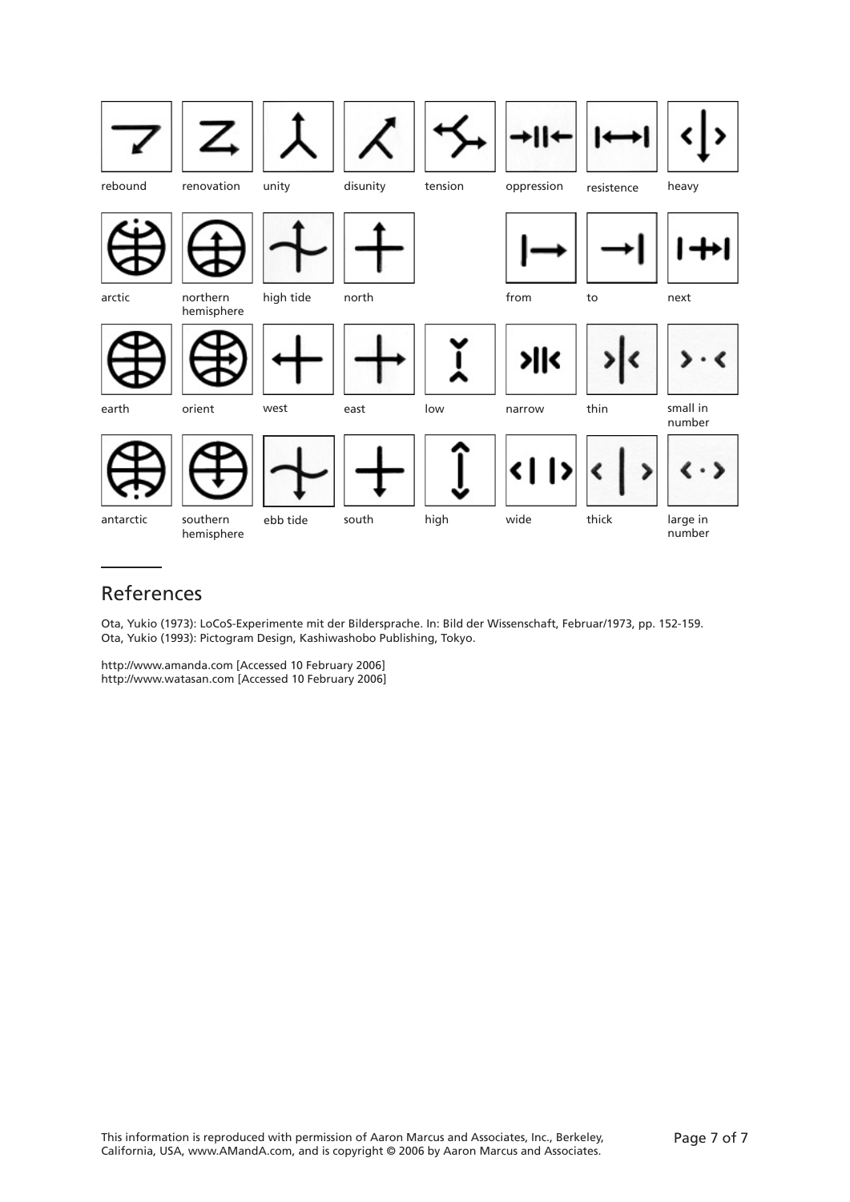| | | | | | | | |
|---|---|---|---|---|---|---|---|
| rebound | renovation | unity | disunity | tension | oppression | resistence | heavy |
| arctic | northern hemisphere | high tide | north | | from | to | next |
| earth | orient | west | east | low | narrow | thin | small in number |
| antarctic | southern hemisphere | ebb tide | south | high | wide | thick | large in number |

## References

Ota, Yukio (1973): LoCoS-Experimente mit der Bildersprache. In: Bild der Wissenschaft, Februar/1973, pp. 152-159.
Ota, Yukio (1993): Pictogram Design, Kashiwashobo Publishing, Tokyo.

http://www.amanda.com [Accessed 10 February 2006]
http://www.watasan.com [Accessed 10 February 2006]

This information is reproduced with permission of Aaron Marcus and Associates, Inc., Berkeley, California, USA, www.AMandA.com, and is copyright © 2006 by Aaron Marcus and Associates.